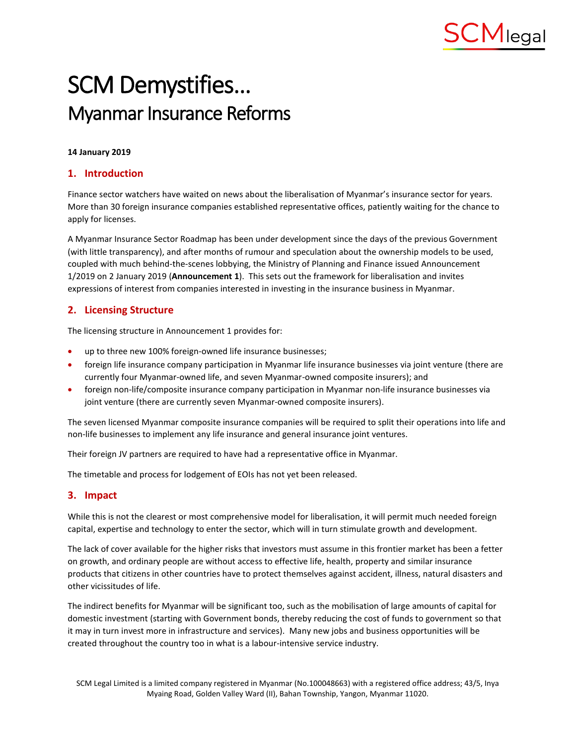# SCM Demystifies…

## Myanmar Insurance Reforms

**14 January 2019**

## 1. Introduction

Finance sector watchers have waited on news about the liberalisation of Myanmar's insurance sector for years. More than 30 foreign insurance companies established representative offices, patiently waiting for the chance to apply for licenses.

A Myanmar Insurance Sector Roadmap has been under development since the days of the previous Government (with little transparency), and after months of rumour and speculation about the ownership models to be used, coupled with much behind-the-scenes lobbying, the Ministry of Planning and Finance issued Announcement 1/2019 on 2 January 2019 (**Announcement 1**). This sets out the framework for liberalisation and invites expressions of interest from companies interested in investing in the insurance business in Myanmar.

## 2. Licensing Structure

The licensing structure in Announcement 1 provides for:

- up to three new 100% foreign-owned life insurance businesses;
- foreign life insurance company participation in Myanmar life insurance businesses via joint venture (there are currently four Myanmar-owned life, and seven Myanmar-owned composite insurers); and
- foreign non-life/composite insurance company participation in Myanmar non-life insurance businesses via joint venture (there are currently seven Myanmar-owned composite insurers).

The seven licensed Myanmar composite insurance companies will be required to split their operations into life and non-life businesses to implement any life insurance and general insurance joint ventures.

Their foreign JV partners are required to have had a representative office in Myanmar.

The timetable and process for lodgement of EOIs has not yet been released.

## 3. Impact

While this is not the clearest or most comprehensive model for liberalisation, it will permit much needed foreign capital, expertise and technology to enter the sector, which will in turn stimulate growth and development.

The lack of cover available for the higher risks that investors must assume in this frontier market has been a fetter on growth, and ordinary people are without access to effective life, health, property and similar insurance products that citizens in other countries have to protect themselves against accident, illness, natural disasters and other vicissitudes of life.

The indirect benefits for Myanmar will be significant too, such as the mobilisation of large amounts of capital for domestic investment (starting with Government bonds, thereby reducing the cost of funds to government so that it may in turn invest more in infrastructure and services). Many new jobs and business opportunities will be created throughout the country too in what is a labour-intensive service industry.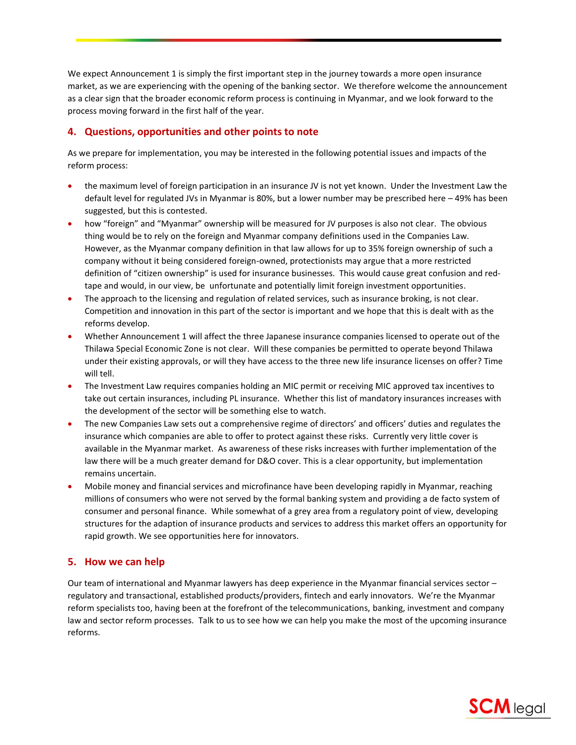We expect Announcement 1 is simply the first important step in the journey towards a more open insurance market, as we are experiencing with the opening of the banking sector. We therefore welcome the announcement as a clear sign that the broader economic reform process is continuing in Myanmar, and we look forward to the process moving forward in the first half of the year.

## 4. Questions, opportunities and other points to note

As we prepare for implementation, you may be interested in the following potential issues and impacts of the reform process:

- the maximum level of foreign participation in an insurance JV is not yet known. Under the Investment Law the default level for regulated JVs in Myanmar is 80%, but a lower number may be prescribed here – 49% has been suggested, but this is contested.
- how "foreign" and "Myanmar" ownership will be measured for JV purposes is also not clear. The obvious thing would be to rely on the foreign and Myanmar company definitions used in the Companies Law. However, as the Myanmar company definition in that law allows for up to 35% foreign ownership of such a company without it being considered foreign-owned, protectionists may argue that a more restricted definition of "citizen ownership" is used for insurance businesses. This would cause great confusion and red-tape and would, in our view, be unfortunate and potentially limit foreign investment opportunities.
- The approach to the licensing and regulation of related services, such as insurance broking, is not clear. Competition and innovation in this part of the sector is important and we hope that this is dealt with as the reforms develop.
- Whether Announcement 1 will affect the three Japanese insurance companies licensed to operate out of the Thilawa Special Economic Zone is not clear. Will these companies be permitted to operate beyond Thilawa under their existing approvals, or will they have access to the three new life insurance licenses on offer? Time will tell.
- The Investment Law requires companies holding an MIC permit or receiving MIC approved tax incentives to take out certain insurances, including PL insurance. Whether this list of mandatory insurances increases with the development of the sector will be something else to watch.
- The new Companies Law sets out a comprehensive regime of directors' and officers' duties and regulates the insurance which companies are able to offer to protect against these risks. Currently very little cover is available in the Myanmar market. As awareness of these risks increases with further implementation of the law there will be a much greater demand for D&O cover. This is a clear opportunity, but implementation remains uncertain.
- Mobile money and financial services and microfinance have been developing rapidly in Myanmar, reaching millions of consumers who were not served by the formal banking system and providing a de facto system of consumer and personal finance. While somewhat of a grey area from a regulatory point of view, developing structures for the adaption of insurance products and services to address this market offers an opportunity for rapid growth. We see opportunities here for innovators.

## 5. How we can help

Our team of international and Myanmar lawyers has deep experience in the Myanmar financial services sector – regulatory and transactional, established products/providers, fintech and early innovators. We're the Myanmar reform specialists too, having been at the forefront of the telecommunications, banking, investment and company law and sector reform processes. Talk to us to see how we can help you make the most of the upcoming insurance reforms.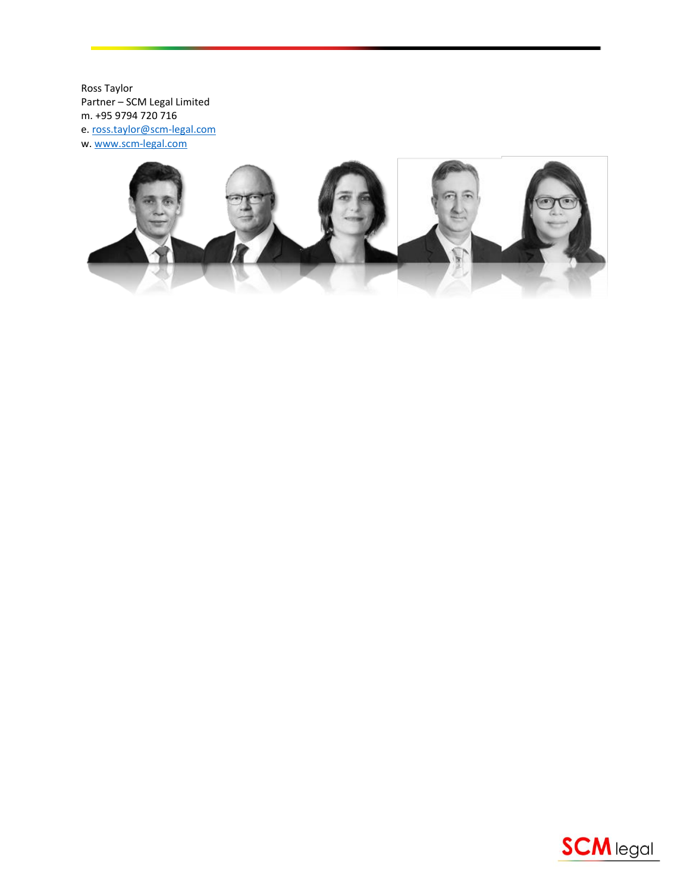Ross Taylor
Partner – SCM Legal Limited
m. +95 9794 720 716
e. ross.taylor@scm-legal.com
w. www.scm-legal.com